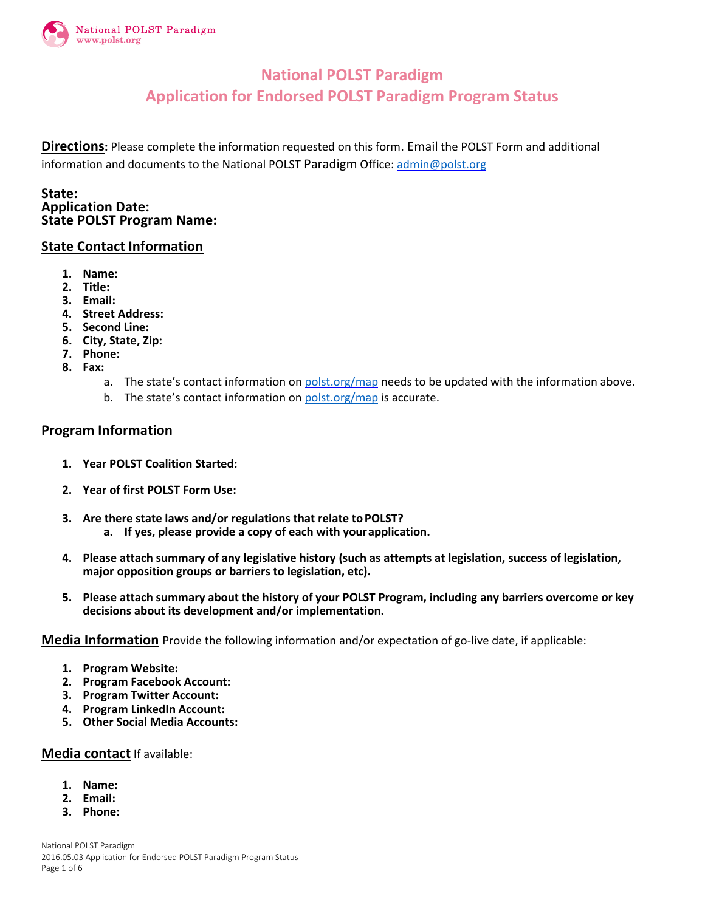# National POLST Paradigm
# Application for Endorsed POLST Paradigm Program Status

**Directions:** Please complete the information requested on this form. Email the POLST Form and additional information and documents to the National POLST Paradigm Office: admin@polst.org

**State:**
**Application Date:**
**State POLST Program Name:**

## State Contact Information

1. **Name:**
2. **Title:**
3. **Email:**
4. **Street Address:**
5. **Second Line:**
6. **City, State, Zip:**
7. **Phone:**
8. **Fax:**
    a. The state's contact information on polst.org/map needs to be updated with the information above.
    b. The state's contact information on polst.org/map is accurate.

## Program Information

1. **Year POLST Coalition Started:**
2. **Year of first POLST Form Use:**
3. **Are there state laws and/or regulations that relate to POLST?**
    a. **If yes, please provide a copy of each with your application.**
4. **Please attach summary of any legislative history (such as attempts at legislation, success of legislation, major opposition groups or barriers to legislation, etc).**
5. **Please attach summary about the history of your POLST Program, including any barriers overcome or key decisions about its development and/or implementation.**

## Media Information

Provide the following information and/or expectation of go-live date, if applicable:

1. **Program Website:**
2. **Program Facebook Account:**
3. **Program Twitter Account:**
4. **Program LinkedIn Account:**
5. **Other Social Media Accounts:**

## Media contact

If available:

1. **Name:**
2. **Email:**
3. **Phone:**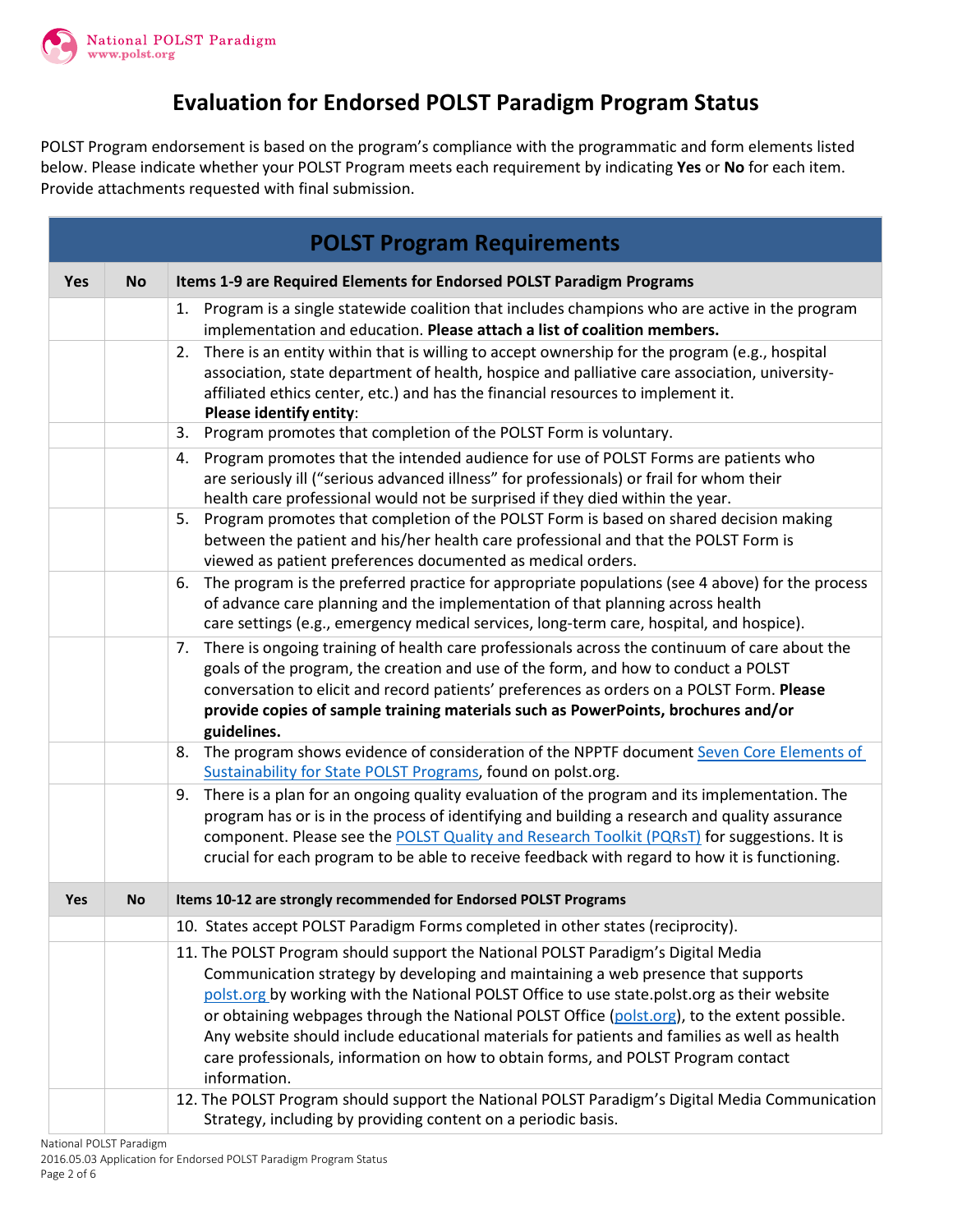# Evaluation for Endorsed POLST Paradigm Program Status

POLST Program endorsement is based on the program's compliance with the programmatic and form elements listed below. Please indicate whether your POLST Program meets each requirement by indicating **Yes** or **No** for each item. Provide attachments requested with final submission.

## POLST Program Requirements

| Yes | No | Items 1-9 are Required Elements for Endorsed POLST Paradigm Programs |
|---|---|---|
| | | 1. Program is a single statewide coalition that includes champions who are active in the program implementation and education. **Please attach a list of coalition members.** |
| | | 2. There is an entity within that is willing to accept ownership for the program (e.g., hospital association, state department of health, hospice and palliative care association, university-affiliated ethics center, etc.) and has the financial resources to implement it. **Please identify entity**: |
| | | 3. Program promotes that completion of the POLST Form is voluntary. |
| | | 4. Program promotes that the intended audience for use of POLST Forms are patients who are seriously ill ("serious advanced illness" for professionals) or frail for whom their health care professional would not be surprised if they died within the year. |
| | | 5. Program promotes that completion of the POLST Form is based on shared decision making between the patient and his/her health care professional and that the POLST Form is viewed as patient preferences documented as medical orders. |
| | | 6. The program is the preferred practice for appropriate populations (see 4 above) for the process of advance care planning and the implementation of that planning across health care settings (e.g., emergency medical services, long-term care, hospital, and hospice). |
| | | 7. There is ongoing training of health care professionals across the continuum of care about the goals of the program, the creation and use of the form, and how to conduct a POLST conversation to elicit and record patients' preferences as orders on a POLST Form. **Please provide copies of sample training materials such as PowerPoints, brochures and/or guidelines.** |
| | | 8. The program shows evidence of consideration of the NPPTF document Seven Core Elements of Sustainability for State POLST Programs, found on polst.org. |
| | | 9. There is a plan for an ongoing quality evaluation of the program and its implementation. The program has or is in the process of identifying and building a research and quality assurance component. Please see the POLST Quality and Research Toolkit (PQRsT) for suggestions. It is crucial for each program to be able to receive feedback with regard to how it is functioning. |
| **Yes** | **No** | **Items 10-12 are strongly recommended for Endorsed POLST Programs** |
| | | 10. States accept POLST Paradigm Forms completed in other states (reciprocity). |
| | | 11. The POLST Program should support the National POLST Paradigm's Digital Media Communication strategy by developing and maintaining a web presence that supports polst.org by working with the National POLST Office to use state.polst.org as their website or obtaining webpages through the National POLST Office (polst.org), to the extent possible. Any website should include educational materials for patients and families as well as health care professionals, information on how to obtain forms, and POLST Program contact information. |
| | | 12. The POLST Program should support the National POLST Paradigm's Digital Media Communication Strategy, including by providing content on a periodic basis. |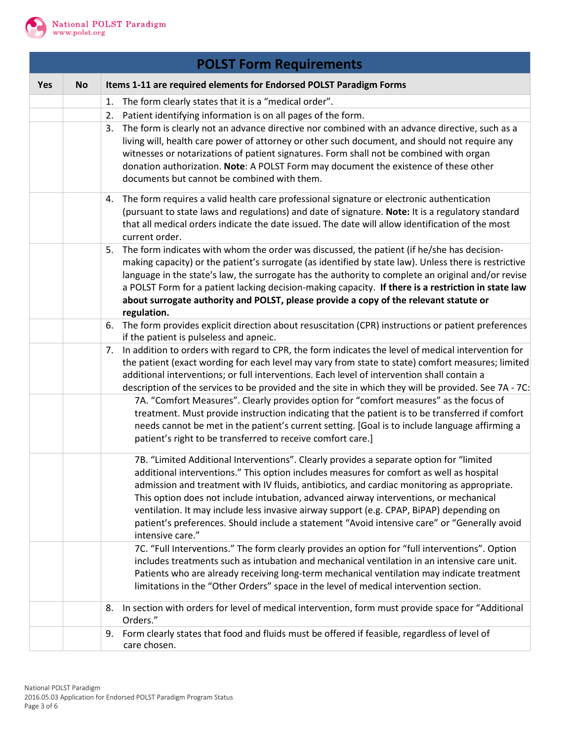## POLST Form Requirements

| Yes | No | Items 1-11 are required elements for Endorsed POLST Paradigm Forms |
|---|---|---|
| | | 1. The form clearly states that it is a "medical order". |
| | | 2. Patient identifying information is on all pages of the form. |
| | | 3. The form is clearly not an advance directive nor combined with an advance directive, such as a living will, health care power of attorney or other such document, and should not require any witnesses or notarizations of patient signatures. Form shall not be combined with organ donation authorization. **Note**: A POLST Form may document the existence of these other documents but cannot be combined with them. |
| | | 4. The form requires a valid health care professional signature or electronic authentication (pursuant to state laws and regulations) and date of signature. **Note:** It is a regulatory standard that all medical orders indicate the date issued. The date will allow identification of the most current order. |
| | | 5. The form indicates with whom the order was discussed, the patient (if he/she has decision-making capacity) or the patient's surrogate (as identified by state law). Unless there is restrictive language in the state's law, the surrogate has the authority to complete an original and/or revise a POLST Form for a patient lacking decision-making capacity. **If there is a restriction in state law about surrogate authority and POLST, please provide a copy of the relevant statute or regulation.** |
| | | 6. The form provides explicit direction about resuscitation (CPR) instructions or patient preferences if the patient is pulseless and apneic. |
| | | 7. In addition to orders with regard to CPR, the form indicates the level of medical intervention for the patient (exact wording for each level may vary from state to state) comfort measures; limited additional interventions; or full interventions. Each level of intervention shall contain a description of the services to be provided and the site in which they will be provided. See 7A - 7C: |
| | | 7A. "Comfort Measures". Clearly provides option for "comfort measures" as the focus of treatment. Must provide instruction indicating that the patient is to be transferred if comfort needs cannot be met in the patient's current setting. [Goal is to include language affirming a patient's right to be transferred to receive comfort care.] |
| | | 7B. "Limited Additional Interventions". Clearly provides a separate option for "limited additional interventions." This option includes measures for comfort as well as hospital admission and treatment with IV fluids, antibiotics, and cardiac monitoring as appropriate. This option does not include intubation, advanced airway interventions, or mechanical ventilation. It may include less invasive airway support (e.g. CPAP, BiPAP) depending on patient's preferences. Should include a statement "Avoid intensive care" or "Generally avoid intensive care." |
| | | 7C. "Full Interventions." The form clearly provides an option for "full interventions". Option includes treatments such as intubation and mechanical ventilation in an intensive care unit. Patients who are already receiving long-term mechanical ventilation may indicate treatment limitations in the "Other Orders" space in the level of medical intervention section. |
| | | 8. In section with orders for level of medical intervention, form must provide space for "Additional Orders." |
| | | 9. Form clearly states that food and fluids must be offered if feasible, regardless of level of care chosen. |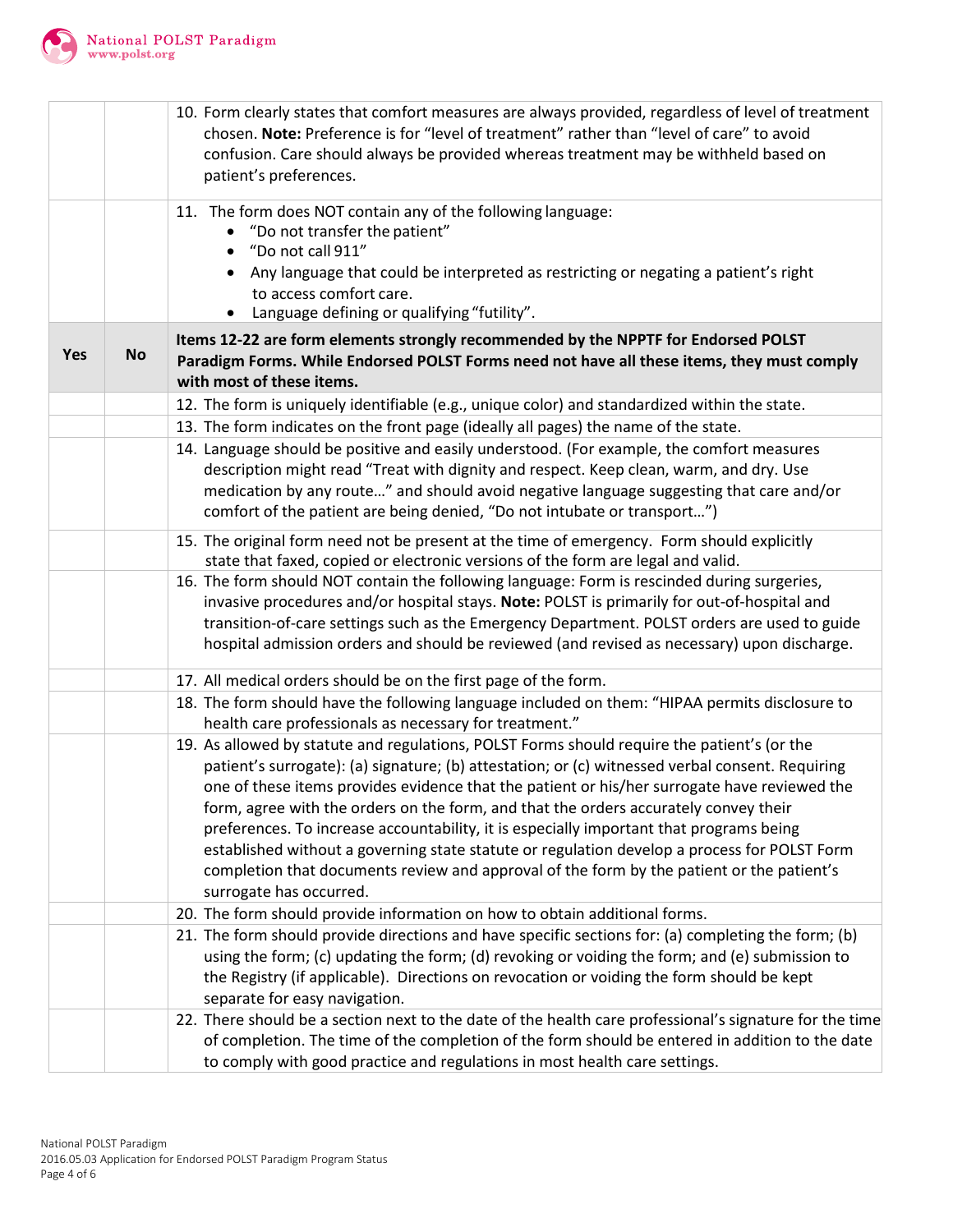| | | |
|---|---|---|
| | | 10. Form clearly states that comfort measures are always provided, regardless of level of treatment chosen. **Note:** Preference is for "level of treatment" rather than "level of care" to avoid confusion. Care should always be provided whereas treatment may be withheld based on patient's preferences. |
| | | 11. The form does NOT contain any of the following language:<br>• "Do not transfer the patient"<br>• "Do not call 911"<br>• Any language that could be interpreted as restricting or negating a patient's right to access comfort care.<br>• Language defining or qualifying "futility". |
| **Yes** | **No** | **Items 12-22 are form elements strongly recommended by the NPPTF for Endorsed POLST Paradigm Forms. While Endorsed POLST Forms need not have all these items, they must comply with most of these items.** |
| | | 12. The form is uniquely identifiable (e.g., unique color) and standardized within the state. |
| | | 13. The form indicates on the front page (ideally all pages) the name of the state. |
| | | 14. Language should be positive and easily understood. (For example, the comfort measures description might read "Treat with dignity and respect. Keep clean, warm, and dry. Use medication by any route…" and should avoid negative language suggesting that care and/or comfort of the patient are being denied, "Do not intubate or transport…") |
| | | 15. The original form need not be present at the time of emergency. Form should explicitly state that faxed, copied or electronic versions of the form are legal and valid. |
| | | 16. The form should NOT contain the following language: Form is rescinded during surgeries, invasive procedures and/or hospital stays. **Note:** POLST is primarily for out-of-hospital and transition-of-care settings such as the Emergency Department. POLST orders are used to guide hospital admission orders and should be reviewed (and revised as necessary) upon discharge. |
| | | 17. All medical orders should be on the first page of the form. |
| | | 18. The form should have the following language included on them: "HIPAA permits disclosure to health care professionals as necessary for treatment." |
| | | 19. As allowed by statute and regulations, POLST Forms should require the patient's (or the patient's surrogate): (a) signature; (b) attestation; or (c) witnessed verbal consent. Requiring one of these items provides evidence that the patient or his/her surrogate have reviewed the form, agree with the orders on the form, and that the orders accurately convey their preferences. To increase accountability, it is especially important that programs being established without a governing state statute or regulation develop a process for POLST Form completion that documents review and approval of the form by the patient or the patient's surrogate has occurred. |
| | | 20. The form should provide information on how to obtain additional forms. |
| | | 21. The form should provide directions and have specific sections for: (a) completing the form; (b) using the form; (c) updating the form; (d) revoking or voiding the form; and (e) submission to the Registry (if applicable). Directions on revocation or voiding the form should be kept separate for easy navigation. |
| | | 22. There should be a section next to the date of the health care professional's signature for the time of completion. The time of the completion of the form should be entered in addition to the date to comply with good practice and regulations in most health care settings. |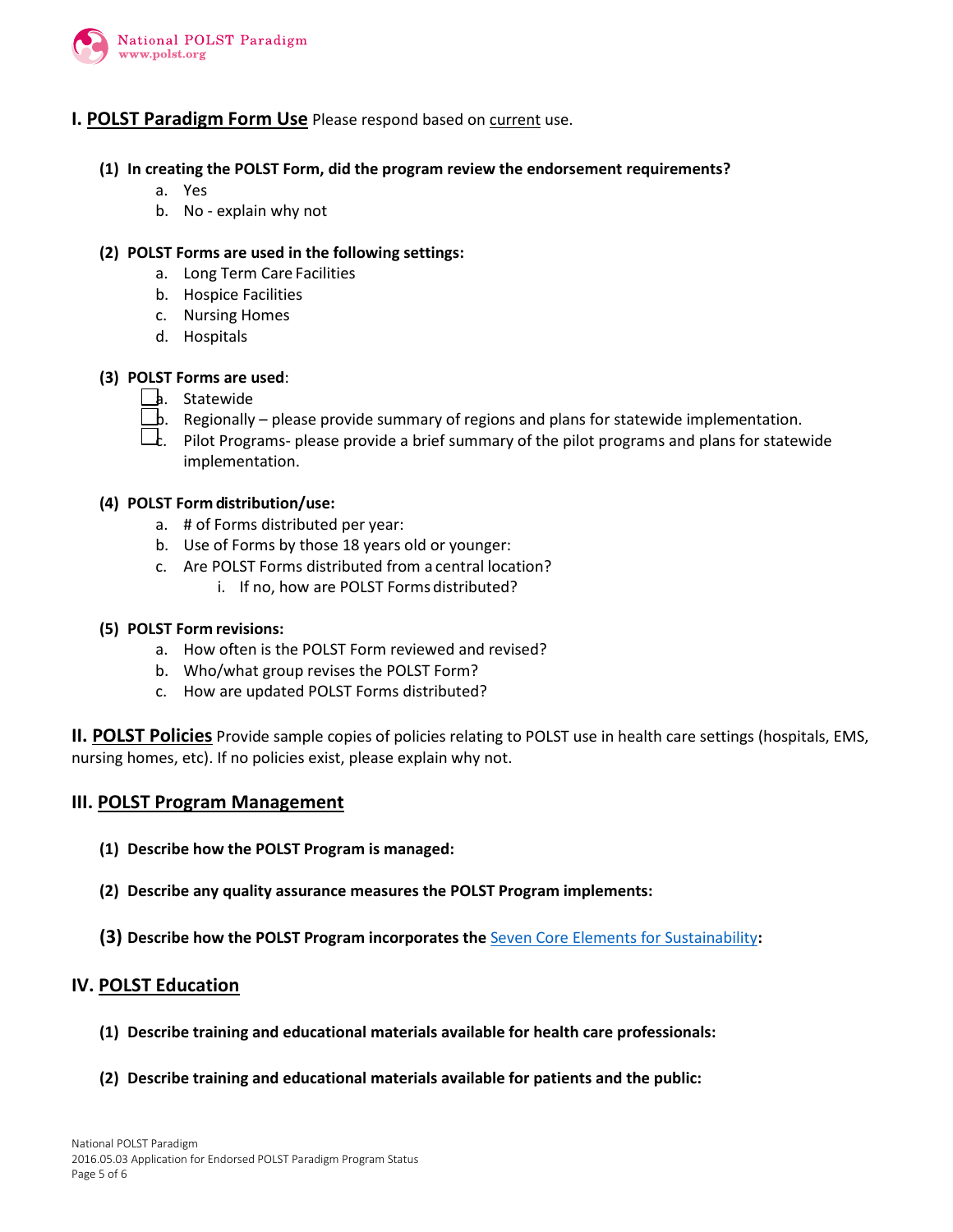## I. POLST Paradigm Form Use

Please respond based on current use.

**(1) In creating the POLST Form, did the program review the endorsement requirements?**

a. Yes
b. No - explain why not

**(2) POLST Forms are used in the following settings:**

a. Long Term Care Facilities
b. Hospice Facilities
c. Nursing Homes
d. Hospitals

**(3) POLST Forms are used:**

- ☐ a. Statewide
- ☐ b. Regionally – please provide summary of regions and plans for statewide implementation.
- ☐ c. Pilot Programs- please provide a brief summary of the pilot programs and plans for statewide implementation.

**(4) POLST Form distribution/use:**

a. # of Forms distributed per year:
b. Use of Forms by those 18 years old or younger:
c. Are POLST Forms distributed from a central location?
   i. If no, how are POLST Forms distributed?

**(5) POLST Form revisions:**

a. How often is the POLST Form reviewed and revised?
b. Who/what group revises the POLST Form?
c. How are updated POLST Forms distributed?

## II. POLST Policies

Provide sample copies of policies relating to POLST use in health care settings (hospitals, EMS, nursing homes, etc). If no policies exist, please explain why not.

## III. POLST Program Management

**(1) Describe how the POLST Program is managed:**

**(2) Describe any quality assurance measures the POLST Program implements:**

**(3) Describe how the POLST Program incorporates the Seven Core Elements for Sustainability:**

## IV. POLST Education

**(1) Describe training and educational materials available for health care professionals:**

**(2) Describe training and educational materials available for patients and the public:**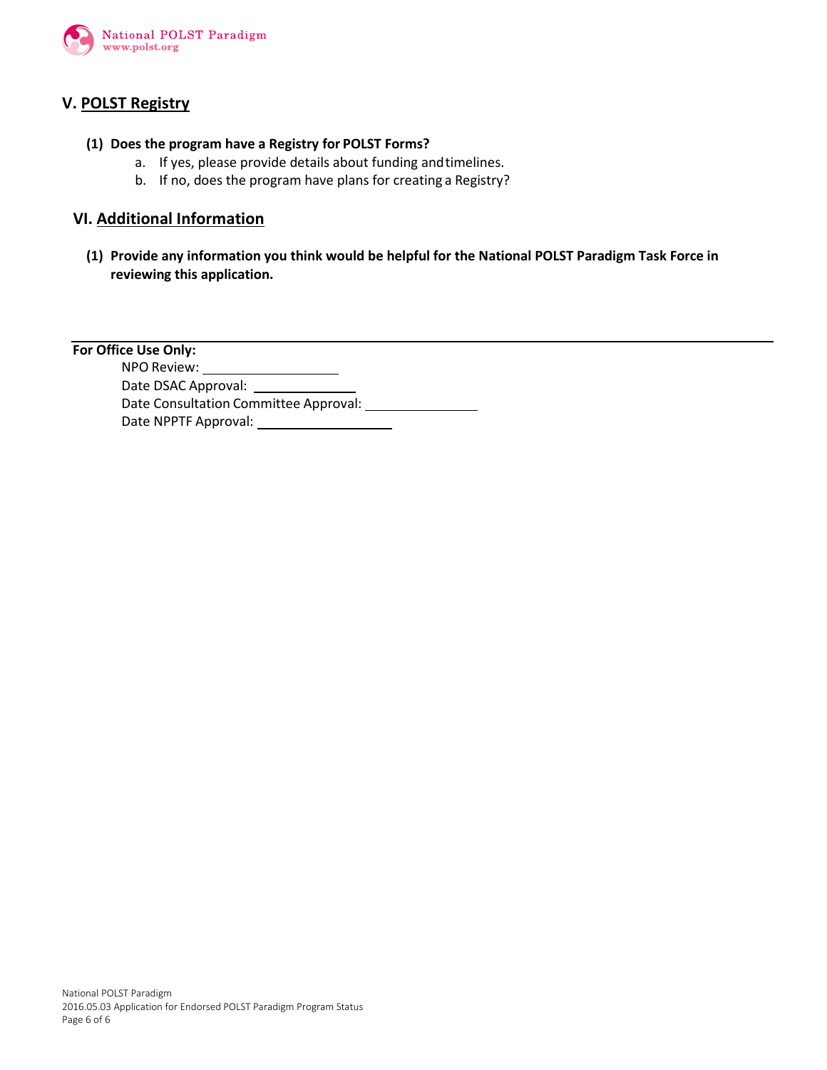## V. POLST Registry

**(1) Does the program have a Registry for POLST Forms?**

a. If yes, please provide details about funding and timelines.

b. If no, does the program have plans for creating a Registry?

## VI. Additional Information

**(1) Provide any information you think would be helpful for the National POLST Paradigm Task Force in reviewing this application.**

---

**For Office Use Only:**

NPO Review: ____________________

Date DSAC Approval: ______________

Date Consultation Committee Approval: ________________

Date NPPTF Approval: ____________________